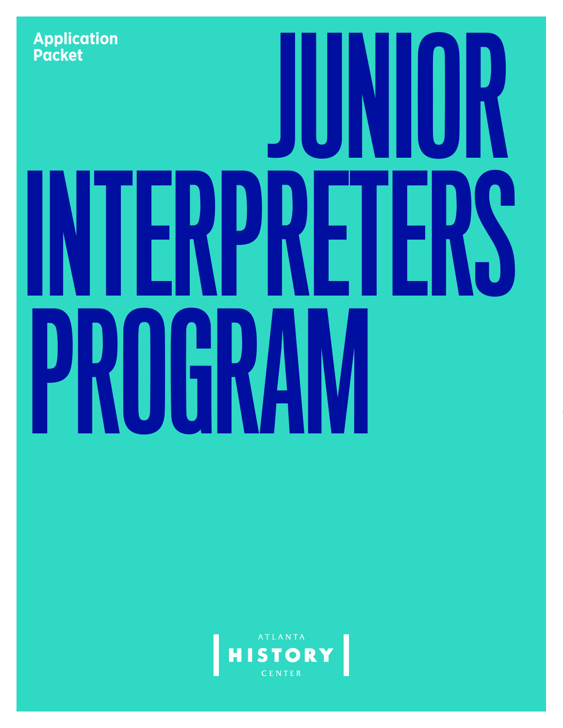Application Packet

# JUNIOR INTERPRETERS PROGRAM

ATLANTA HISTORY CENTER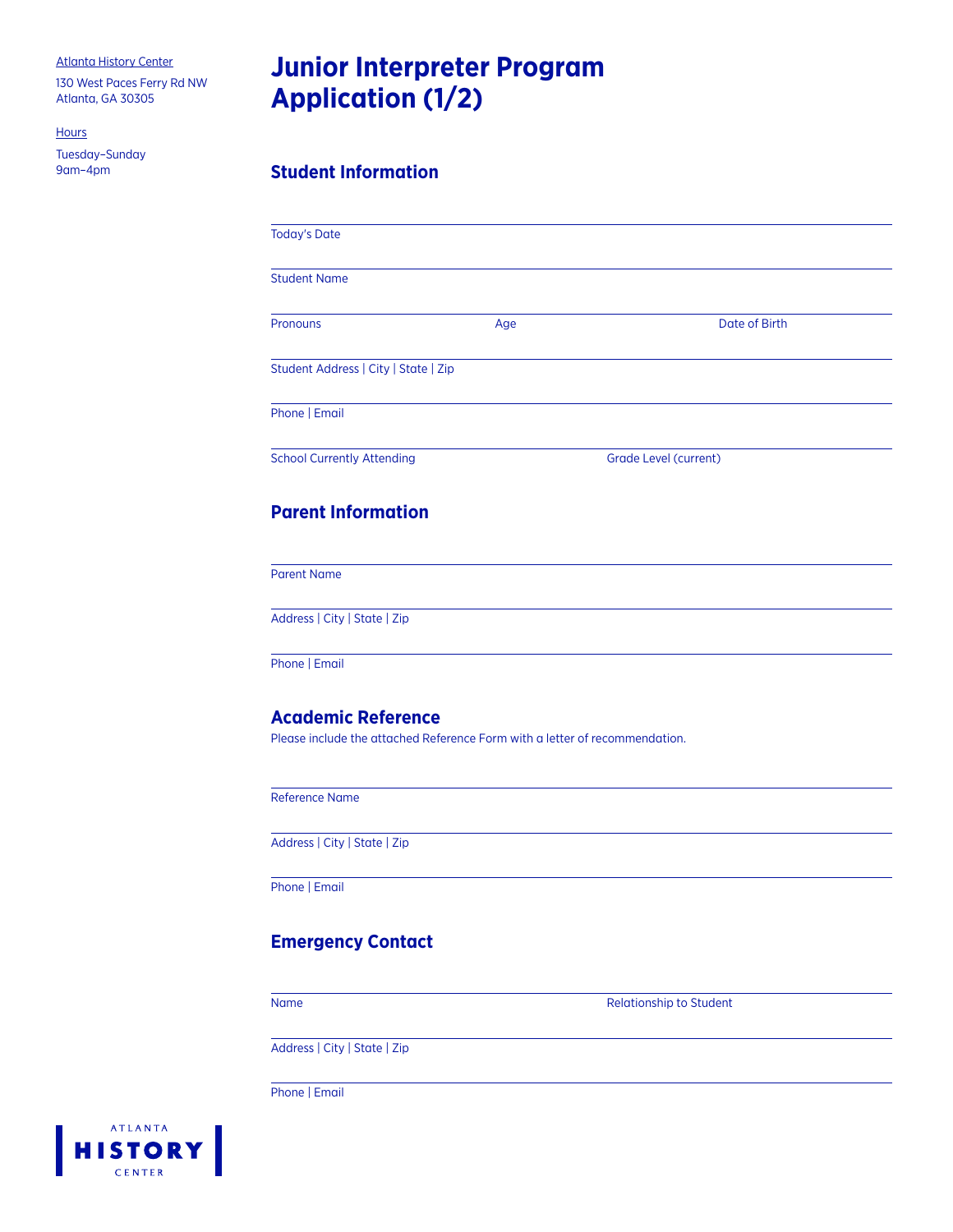Atlanta History Center

130 West Paces Ferry Rd NW
Atlanta, GA 30305

Hours

Tuesday–Sunday
9am–4pm

# Junior Interpreter Program Application (1/2)

## Student Information

Today's Date

Student Name

Pronouns | Age | Date of Birth

Student Address | City | State | Zip

Phone | Email

School Currently Attending | Grade Level (current)

## Parent Information

Parent Name

Address | City | State | Zip

Phone | Email

## Academic Reference

Please include the attached Reference Form with a letter of recommendation.

Reference Name

Address | City | State | Zip

Phone | Email

## Emergency Contact

Name | Relationship to Student

Address | City | State | Zip

Phone | Email

ATLANTA HISTORY CENTER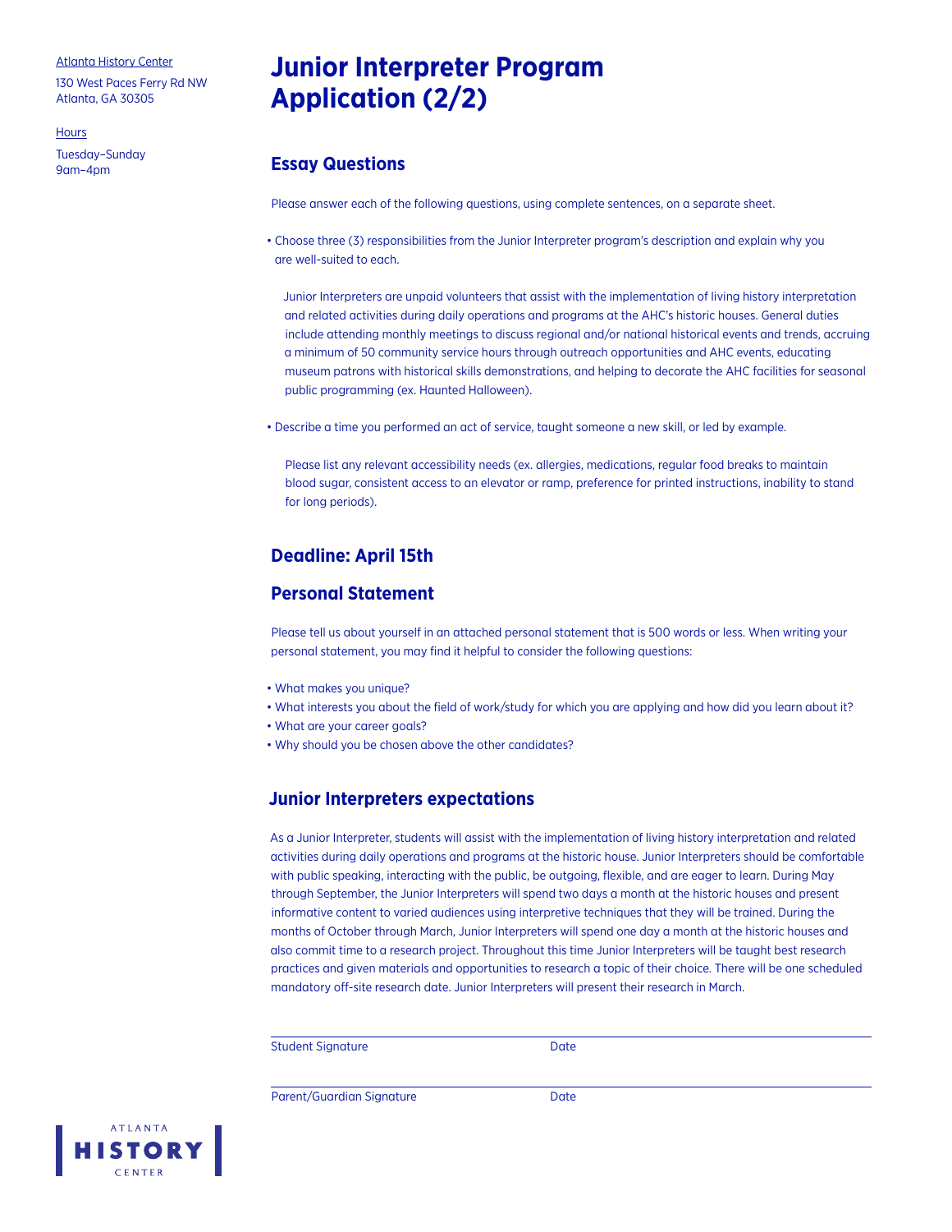Atlanta History Center

130 West Paces Ferry Rd NW
Atlanta, GA 30305

Hours

Tuesday–Sunday
9am–4pm

# Junior Interpreter Program Application (2/2)

## Essay Questions

Please answer each of the following questions, using complete sentences, on a separate sheet.

- Choose three (3) responsibilities from the Junior Interpreter program's description and explain why you are well-suited to each.

  Junior Interpreters are unpaid volunteers that assist with the implementation of living history interpretation and related activities during daily operations and programs at the AHC's historic houses. General duties include attending monthly meetings to discuss regional and/or national historical events and trends, accruing a minimum of 50 community service hours through outreach opportunities and AHC events, educating museum patrons with historical skills demonstrations, and helping to decorate the AHC facilities for seasonal public programming (ex. Haunted Halloween).

- Describe a time you performed an act of service, taught someone a new skill, or led by example.

  Please list any relevant accessibility needs (ex. allergies, medications, regular food breaks to maintain blood sugar, consistent access to an elevator or ramp, preference for printed instructions, inability to stand for long periods).

## Deadline: April 15th

## Personal Statement

Please tell us about yourself in an attached personal statement that is 500 words or less. When writing your personal statement, you may find it helpful to consider the following questions:

- What makes you unique?
- What interests you about the field of work/study for which you are applying and how did you learn about it?
- What are your career goals?
- Why should you be chosen above the other candidates?

## Junior Interpreters expectations

As a Junior Interpreter, students will assist with the implementation of living history interpretation and related activities during daily operations and programs at the historic house. Junior Interpreters should be comfortable with public speaking, interacting with the public, be outgoing, flexible, and are eager to learn. During May through September, the Junior Interpreters will spend two days a month at the historic houses and present informative content to varied audiences using interpretive techniques that they will be trained. During the months of October through March, Junior Interpreters will spend one day a month at the historic houses and also commit time to a research project. Throughout this time Junior Interpreters will be taught best research practices and given materials and opportunities to research a topic of their choice. There will be one scheduled mandatory off-site research date. Junior Interpreters will present their research in March.

Student Signature _______________ Date _______________

Parent/Guardian Signature _______________ Date _______________

ATLANTA HISTORY CENTER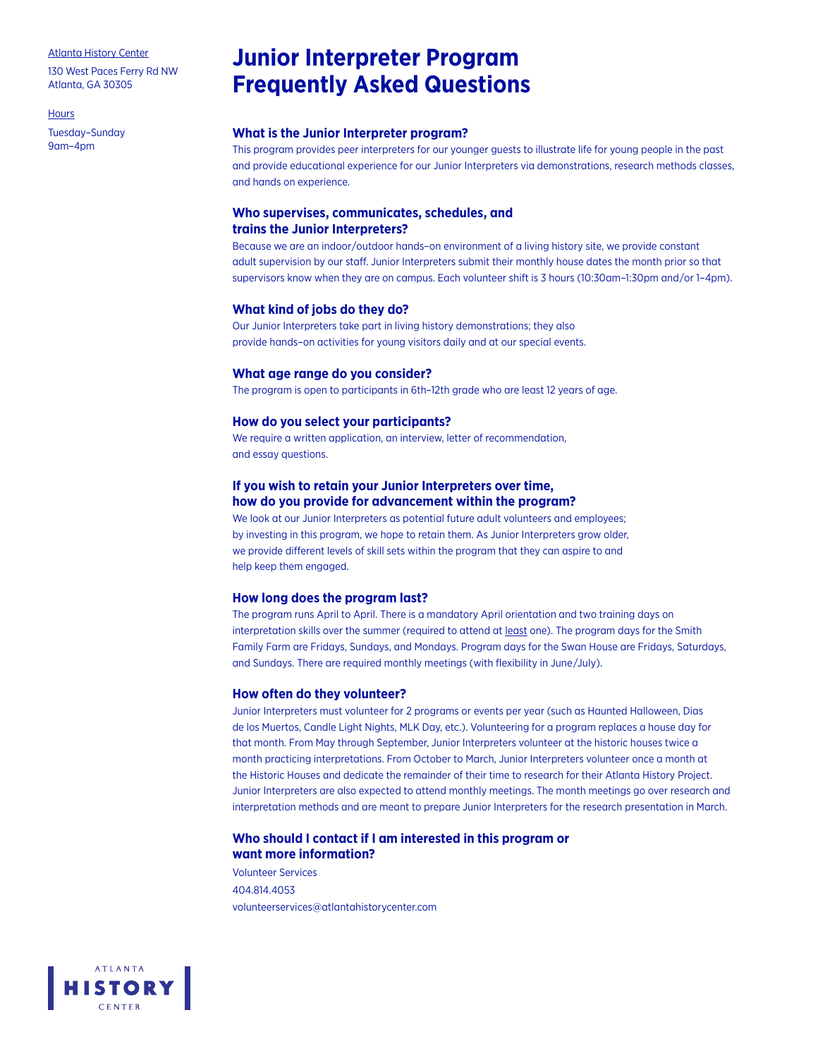Atlanta History Center

130 West Paces Ferry Rd NW
Atlanta, GA 30305

Hours

Tuesday–Sunday
9am–4pm

# Junior Interpreter Program Frequently Asked Questions

### What is the Junior Interpreter program?

This program provides peer interpreters for our younger guests to illustrate life for young people in the past and provide educational experience for our Junior Interpreters via demonstrations, research methods classes, and hands on experience.

### Who supervises, communicates, schedules, and trains the Junior Interpreters?

Because we are an indoor/outdoor hands–on environment of a living history site, we provide constant adult supervision by our staff. Junior Interpreters submit their monthly house dates the month prior so that supervisors know when they are on campus. Each volunteer shift is 3 hours (10:30am–1:30pm and/or 1–4pm).

### What kind of jobs do they do?

Our Junior Interpreters take part in living history demonstrations; they also provide hands–on activities for young visitors daily and at our special events.

### What age range do you consider?

The program is open to participants in 6th–12th grade who are least 12 years of age.

### How do you select your participants?

We require a written application, an interview, letter of recommendation, and essay questions.

### If you wish to retain your Junior Interpreters over time, how do you provide for advancement within the program?

We look at our Junior Interpreters as potential future adult volunteers and employees; by investing in this program, we hope to retain them. As Junior Interpreters grow older, we provide different levels of skill sets within the program that they can aspire to and help keep them engaged.

### How long does the program last?

The program runs April to April. There is a mandatory April orientation and two training days on interpretation skills over the summer (required to attend at least one). The program days for the Smith Family Farm are Fridays, Sundays, and Mondays. Program days for the Swan House are Fridays, Saturdays, and Sundays. There are required monthly meetings (with flexibility in June/July).

### How often do they volunteer?

Junior Interpreters must volunteer for 2 programs or events per year (such as Haunted Halloween, Dias de los Muertos, Candle Light Nights, MLK Day, etc.). Volunteering for a program replaces a house day for that month. From May through September, Junior Interpreters volunteer at the historic houses twice a month practicing interpretations. From October to March, Junior Interpreters volunteer once a month at the Historic Houses and dedicate the remainder of their time to research for their Atlanta History Project. Junior Interpreters are also expected to attend monthly meetings. The month meetings go over research and interpretation methods and are meant to prepare Junior Interpreters for the research presentation in March.

### Who should I contact if I am interested in this program or want more information?

Volunteer Services

404.814.4053

volunteerservices@atlantahistorycenter.com

ATLANTA HISTORY CENTER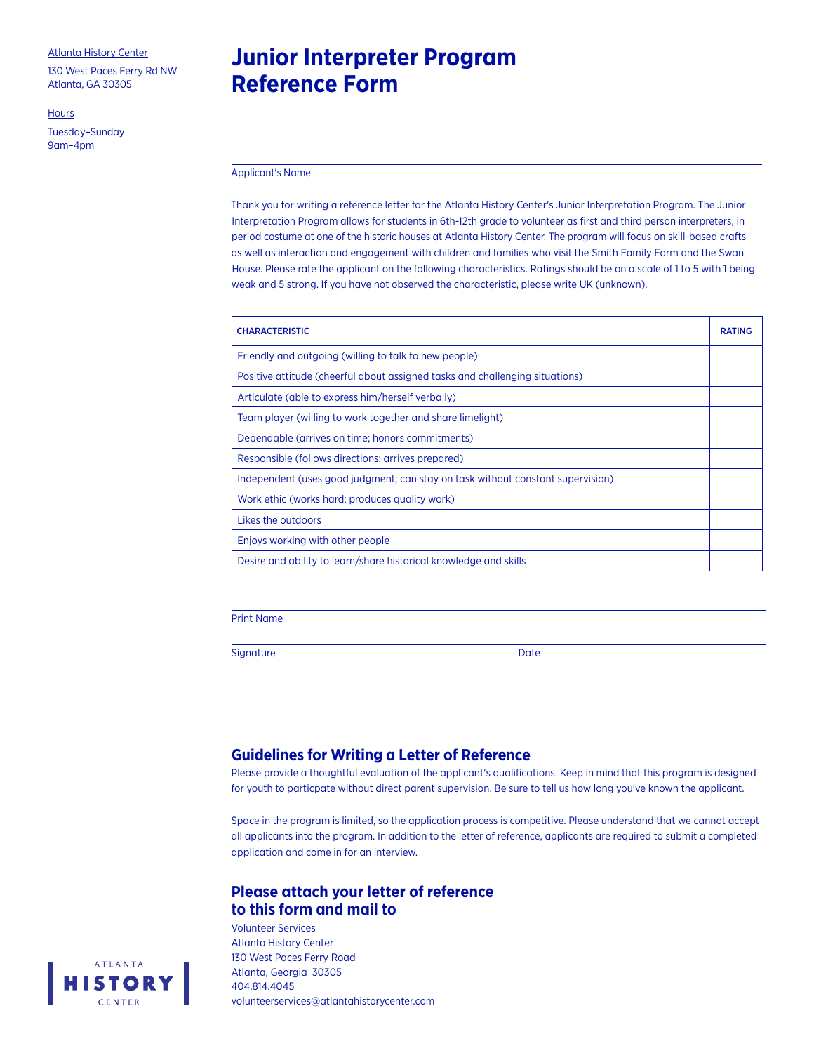Atlanta History Center

130 West Paces Ferry Rd NW
Atlanta, GA 30305

Hours

Tuesday–Sunday
9am–4pm

# Junior Interpreter Program Reference Form

Applicant's Name

Thank you for writing a reference letter for the Atlanta History Center's Junior Interpretation Program. The Junior Interpretation Program allows for students in 6th-12th grade to volunteer as first and third person interpreters, in period costume at one of the historic houses at Atlanta History Center. The program will focus on skill-based crafts as well as interaction and engagement with children and families who visit the Smith Family Farm and the Swan House. Please rate the applicant on the following characteristics. Ratings should be on a scale of 1 to 5 with 1 being weak and 5 strong. If you have not observed the characteristic, please write UK (unknown).

| CHARACTERISTIC | RATING |
|---|---|
| Friendly and outgoing (willing to talk to new people) | |
| Positive attitude (cheerful about assigned tasks and challenging situations) | |
| Articulate (able to express him/herself verbally) | |
| Team player (willing to work together and share limelight) | |
| Dependable (arrives on time; honors commitments) | |
| Responsible (follows directions; arrives prepared) | |
| Independent (uses good judgment; can stay on task without constant supervision) | |
| Work ethic (works hard; produces quality work) | |
| Likes the outdoors | |
| Enjoys working with other people | |
| Desire and ability to learn/share historical knowledge and skills | |

Print Name

Signature

Date

## Guidelines for Writing a Letter of Reference

Please provide a thoughtful evaluation of the applicant's qualifications. Keep in mind that this program is designed for youth to particpate without direct parent supervision. Be sure to tell us how long you've known the applicant.

Space in the program is limited, so the application process is competitive. Please understand that we cannot accept all applicants into the program. In addition to the letter of reference, applicants are required to submit a completed application and come in for an interview.

## Please attach your letter of reference to this form and mail to

Volunteer Services
Atlanta History Center
130 West Paces Ferry Road
Atlanta, Georgia 30305
404.814.4045
volunteerservices@atlantahistorycenter.com

ATLANTA HISTORY CENTER